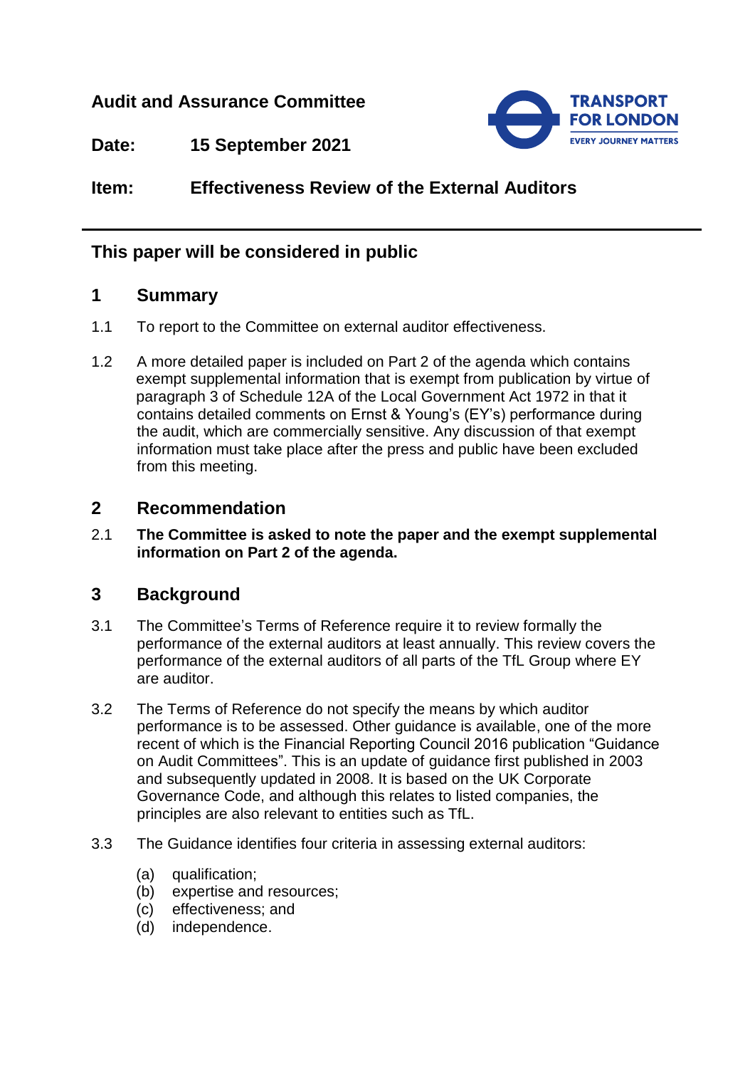**Audit and Assurance Committee**

**Date:** **15 September 2021**

**Item:** **Effectiveness Review of the External Auditors**

## This paper will be considered in public

## 1 Summary

1.1 To report to the Committee on external auditor effectiveness.

1.2 A more detailed paper is included on Part 2 of the agenda which contains exempt supplemental information that is exempt from publication by virtue of paragraph 3 of Schedule 12A of the Local Government Act 1972 in that it contains detailed comments on Ernst & Young's (EY's) performance during the audit, which are commercially sensitive. Any discussion of that exempt information must take place after the press and public have been excluded from this meeting.

## 2 Recommendation

2.1 **The Committee is asked to note the paper and the exempt supplemental information on Part 2 of the agenda.**

## 3 Background

3.1 The Committee's Terms of Reference require it to review formally the performance of the external auditors at least annually. This review covers the performance of the external auditors of all parts of the TfL Group where EY are auditor.

3.2 The Terms of Reference do not specify the means by which auditor performance is to be assessed. Other guidance is available, one of the more recent of which is the Financial Reporting Council 2016 publication "Guidance on Audit Committees". This is an update of guidance first published in 2003 and subsequently updated in 2008. It is based on the UK Corporate Governance Code, and although this relates to listed companies, the principles are also relevant to entities such as TfL.

3.3 The Guidance identifies four criteria in assessing external auditors:

(a) qualification;
(b) expertise and resources;
(c) effectiveness; and
(d) independence.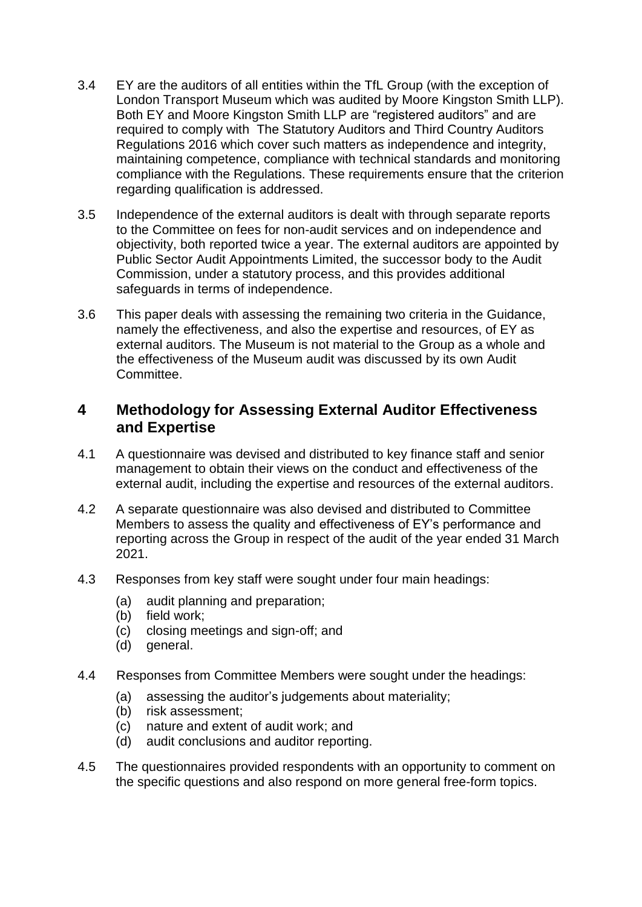3.4 EY are the auditors of all entities within the TfL Group (with the exception of London Transport Museum which was audited by Moore Kingston Smith LLP). Both EY and Moore Kingston Smith LLP are "registered auditors" and are required to comply with The Statutory Auditors and Third Country Auditors Regulations 2016 which cover such matters as independence and integrity, maintaining competence, compliance with technical standards and monitoring compliance with the Regulations. These requirements ensure that the criterion regarding qualification is addressed.

3.5 Independence of the external auditors is dealt with through separate reports to the Committee on fees for non-audit services and on independence and objectivity, both reported twice a year. The external auditors are appointed by Public Sector Audit Appointments Limited, the successor body to the Audit Commission, under a statutory process, and this provides additional safeguards in terms of independence.

3.6 This paper deals with assessing the remaining two criteria in the Guidance, namely the effectiveness, and also the expertise and resources, of EY as external auditors. The Museum is not material to the Group as a whole and the effectiveness of the Museum audit was discussed by its own Audit Committee.

## 4 Methodology for Assessing External Auditor Effectiveness and Expertise

4.1 A questionnaire was devised and distributed to key finance staff and senior management to obtain their views on the conduct and effectiveness of the external audit, including the expertise and resources of the external auditors.

4.2 A separate questionnaire was also devised and distributed to Committee Members to assess the quality and effectiveness of EY's performance and reporting across the Group in respect of the audit of the year ended 31 March 2021.

4.3 Responses from key staff were sought under four main headings:

(a) audit planning and preparation;
(b) field work;
(c) closing meetings and sign-off; and
(d) general.

4.4 Responses from Committee Members were sought under the headings:

(a) assessing the auditor's judgements about materiality;
(b) risk assessment;
(c) nature and extent of audit work; and
(d) audit conclusions and auditor reporting.

4.5 The questionnaires provided respondents with an opportunity to comment on the specific questions and also respond on more general free-form topics.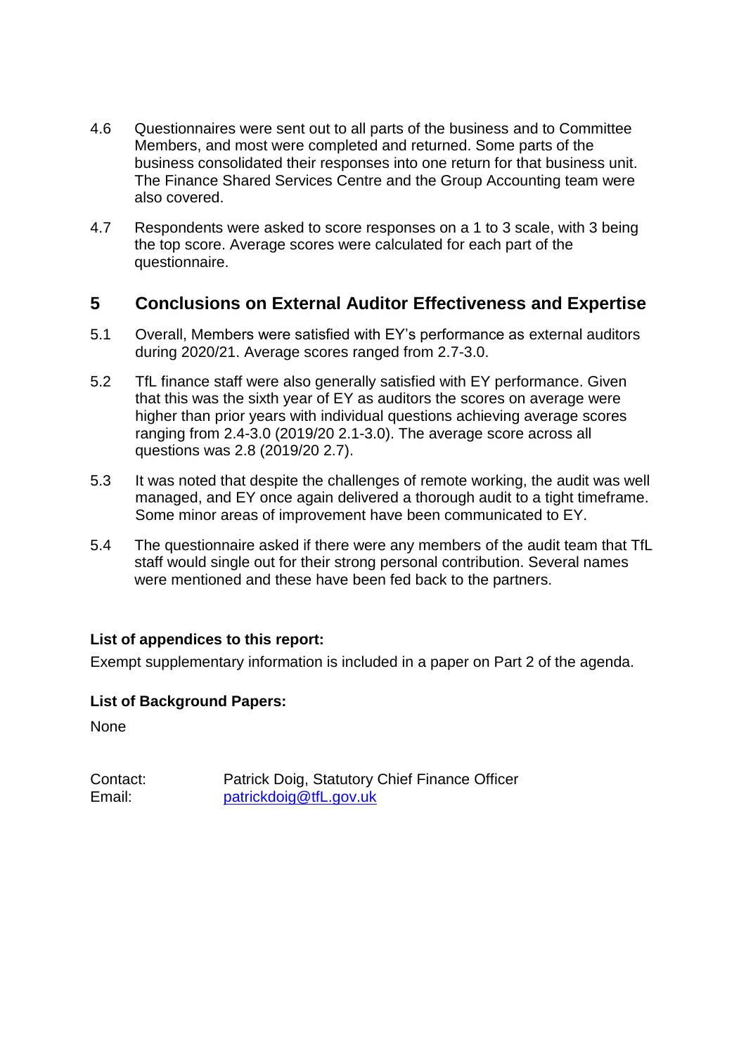4.6 Questionnaires were sent out to all parts of the business and to Committee Members, and most were completed and returned. Some parts of the business consolidated their responses into one return for that business unit. The Finance Shared Services Centre and the Group Accounting team were also covered.

4.7 Respondents were asked to score responses on a 1 to 3 scale, with 3 being the top score. Average scores were calculated for each part of the questionnaire.

## 5 Conclusions on External Auditor Effectiveness and Expertise

5.1 Overall, Members were satisfied with EY's performance as external auditors during 2020/21. Average scores ranged from 2.7-3.0.

5.2 TfL finance staff were also generally satisfied with EY performance. Given that this was the sixth year of EY as auditors the scores on average were higher than prior years with individual questions achieving average scores ranging from 2.4-3.0 (2019/20 2.1-3.0). The average score across all questions was 2.8 (2019/20 2.7).

5.3 It was noted that despite the challenges of remote working, the audit was well managed, and EY once again delivered a thorough audit to a tight timeframe. Some minor areas of improvement have been communicated to EY.

5.4 The questionnaire asked if there were any members of the audit team that TfL staff would single out for their strong personal contribution. Several names were mentioned and these have been fed back to the partners.

**List of appendices to this report:**

Exempt supplementary information is included in a paper on Part 2 of the agenda.

**List of Background Papers:**

None

Contact: Patrick Doig, Statutory Chief Finance Officer
Email: patrickdoig@tfL.gov.uk